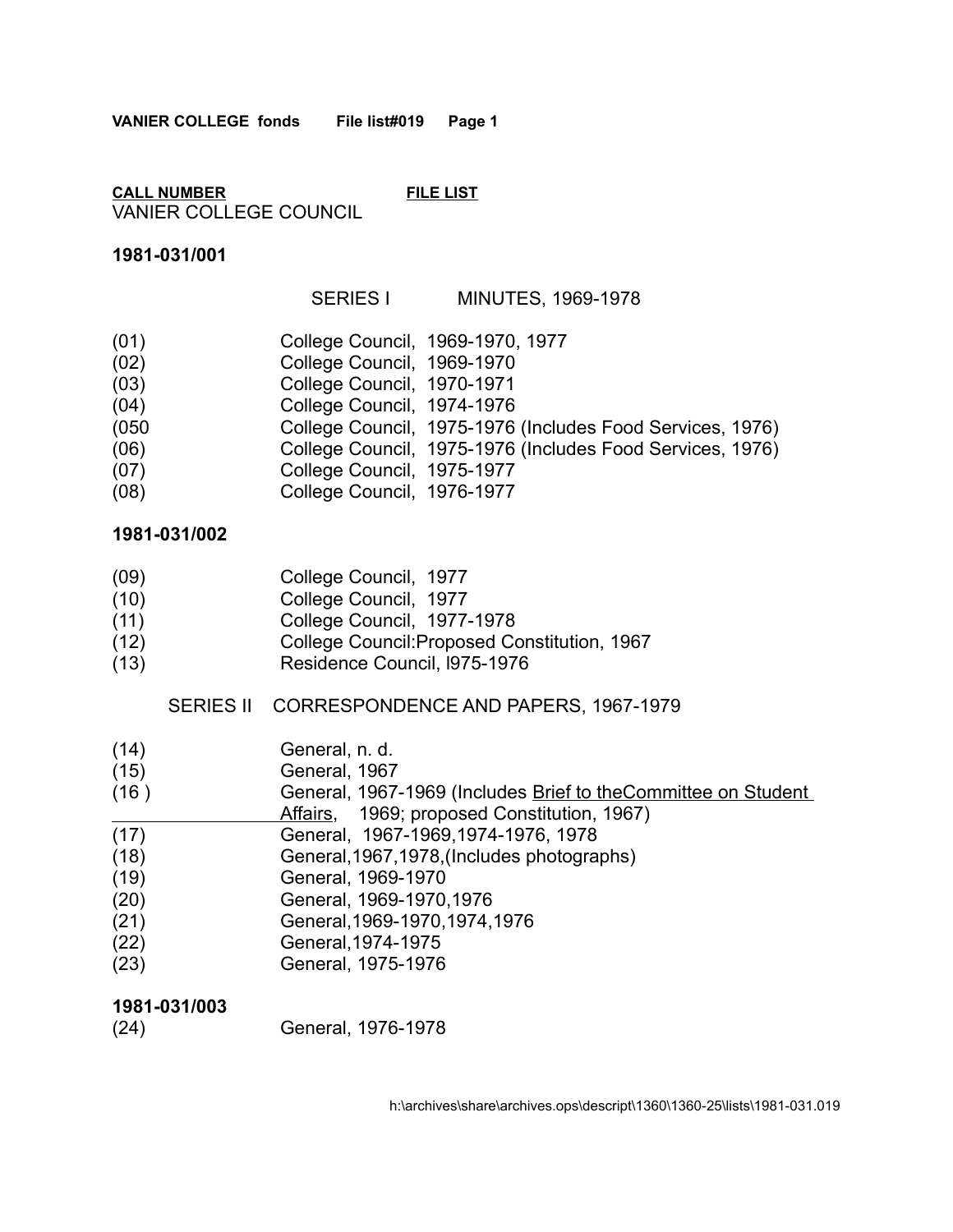**VANIER COLLEGE fonds File list#019 Page 1**

**CALL NUMBER** **FILE LIST**

VANIER COLLEGE COUNCIL

**1981-031/001**

SERIES I MINUTES, 1969-1978

(01) College Council, 1969-1970, 1977
(02) College Council, 1969-1970
(03) College Council, 1970-1971
(04) College Council, 1974-1976
(050 College Council, 1975-1976 (Includes Food Services, 1976)
(06) College Council, 1975-1976 (Includes Food Services, 1976)
(07) College Council, 1975-1977
(08) College Council, 1976-1977

**1981-031/002**

(09) College Council, 1977
(10) College Council, 1977
(11) College Council, 1977-1978
(12) College Council:Proposed Constitution, 1967
(13) Residence Council, l975-1976

SERIES II CORRESPONDENCE AND PAPERS, 1967-1979

(14) General, n. d.
(15) General, 1967
(16 ) General, 1967-1969 (Includes Brief to theCommittee on Student Affairs, 1969; proposed Constitution, 1967)
(17) General, 1967-1969,1974-1976, 1978
(18) General,1967,1978,(Includes photographs)
(19) General, 1969-1970
(20) General, 1969-1970,1976
(21) General,1969-1970,1974,1976
(22) General,1974-1975
(23) General, 1975-1976

**1981-031/003**

(24) General, 1976-1978

h:\archives\share\archives.ops\descript\1360\1360-25\lists\1981-031.019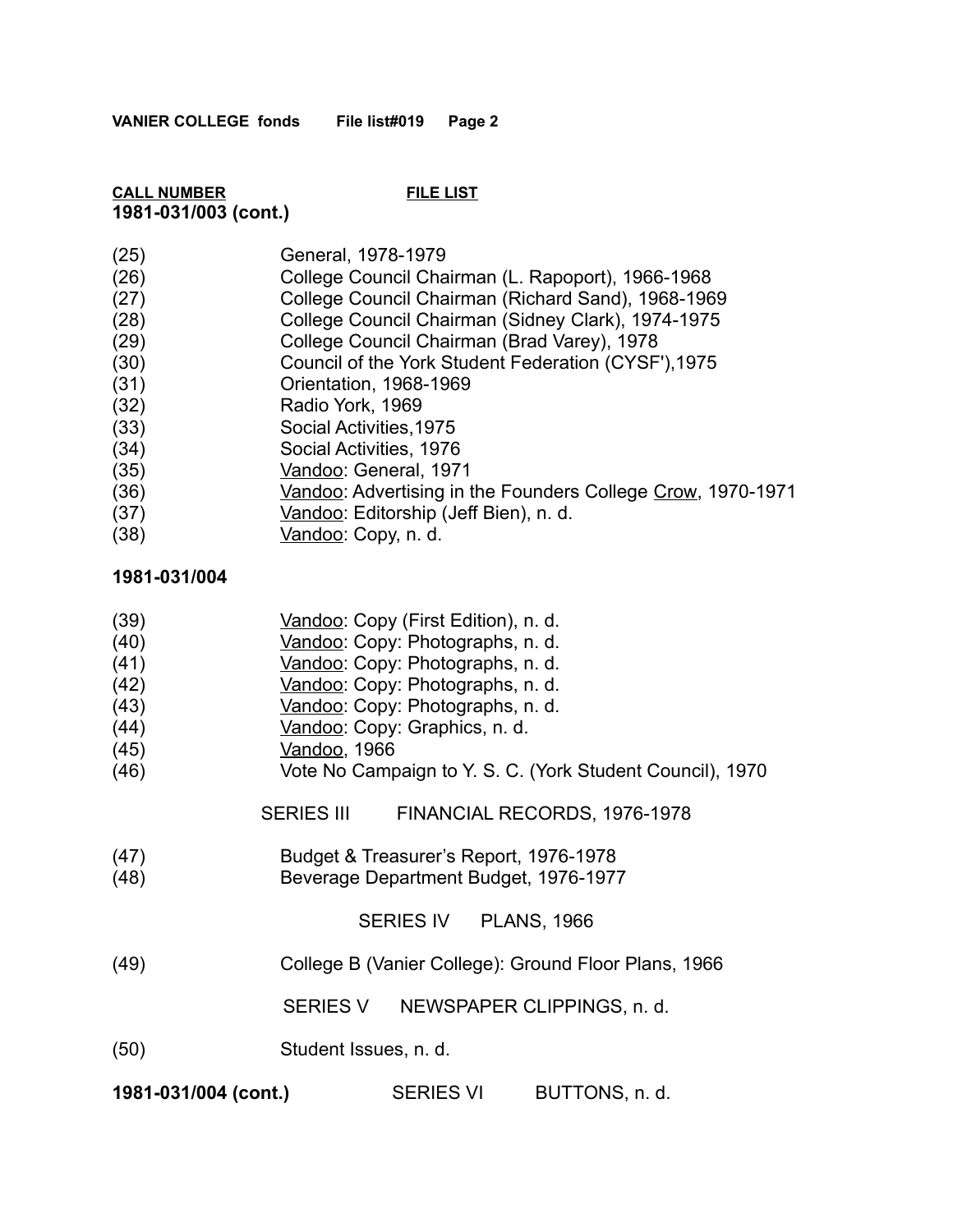**CALL NUMBER** | **FILE LIST**

**1981-031/003 (cont.)**

| | |
|---|---|
| (25) | General, 1978-1979 |
| (26) | College Council Chairman (L. Rapoport), 1966-1968 |
| (27) | College Council Chairman (Richard Sand), 1968-1969 |
| (28) | College Council Chairman (Sidney Clark), 1974-1975 |
| (29) | College Council Chairman (Brad Varey), 1978 |
| (30) | Council of the York Student Federation (CYSF'),1975 |
| (31) | Orientation, 1968-1969 |
| (32) | Radio York, 1969 |
| (33) | Social Activities,1975 |
| (34) | Social Activities, 1976 |
| (35) | Vandoo: General, 1971 |
| (36) | Vandoo: Advertising in the Founders College Crow, 1970-1971 |
| (37) | Vandoo: Editorship (Jeff Bien), n. d. |
| (38) | Vandoo: Copy, n. d. |

**1981-031/004**

| | |
|---|---|
| (39) | Vandoo: Copy (First Edition), n. d. |
| (40) | Vandoo: Copy: Photographs, n. d. |
| (41) | Vandoo: Copy: Photographs, n. d. |
| (42) | Vandoo: Copy: Photographs, n. d. |
| (43) | Vandoo: Copy: Photographs, n. d. |
| (44) | Vandoo: Copy: Graphics, n. d. |
| (45) | Vandoo, 1966 |
| (46) | Vote No Campaign to Y. S. C. (York Student Council), 1970 |

SERIES III FINANCIAL RECORDS, 1976-1978

| | |
|---|---|
| (47) | Budget & Treasurer's Report, 1976-1978 |
| (48) | Beverage Department Budget, 1976-1977 |

SERIES IV PLANS, 1966

| | |
|---|---|
| (49) | College B (Vanier College): Ground Floor Plans, 1966 |

SERIES V NEWSPAPER CLIPPINGS, n. d.

| | |
|---|---|
| (50) | Student Issues, n. d. |

**1981-031/004 (cont.)** SERIES VI BUTTONS, n. d.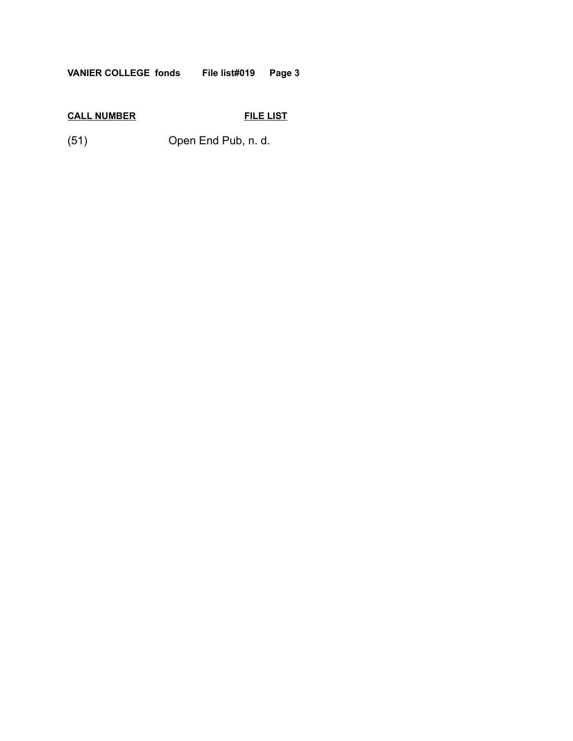| CALL NUMBER | FILE LIST |
| --- | --- |
| (51) | Open End Pub, n. d. |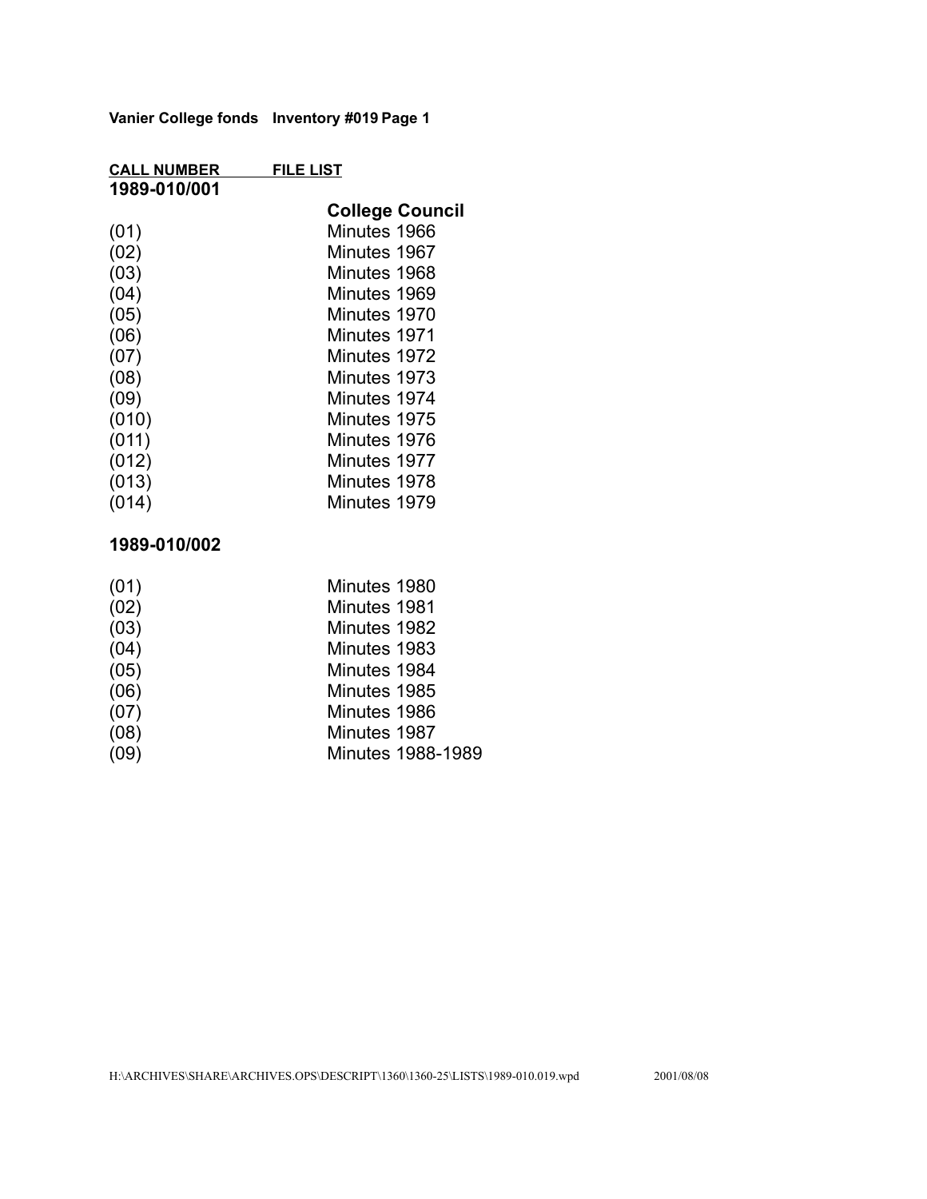**Vanier College fonds Inventory #019 Page 1**

| CALL NUMBER | FILE LIST |
|---|---|
| **1989-010/001** | |
| | **College Council** |
| (01) | Minutes 1966 |
| (02) | Minutes 1967 |
| (03) | Minutes 1968 |
| (04) | Minutes 1969 |
| (05) | Minutes 1970 |
| (06) | Minutes 1971 |
| (07) | Minutes 1972 |
| (08) | Minutes 1973 |
| (09) | Minutes 1974 |
| (010) | Minutes 1975 |
| (011) | Minutes 1976 |
| (012) | Minutes 1977 |
| (013) | Minutes 1978 |
| (014) | Minutes 1979 |
| **1989-010/002** | |
| (01) | Minutes 1980 |
| (02) | Minutes 1981 |
| (03) | Minutes 1982 |
| (04) | Minutes 1983 |
| (05) | Minutes 1984 |
| (06) | Minutes 1985 |
| (07) | Minutes 1986 |
| (08) | Minutes 1987 |
| (09) | Minutes 1988-1989 |

H:\ARCHIVES\SHARE\ARCHIVES.OPS\DESCRIPT\1360\1360-25\LISTS\1989-010.019.wpd 2001/08/08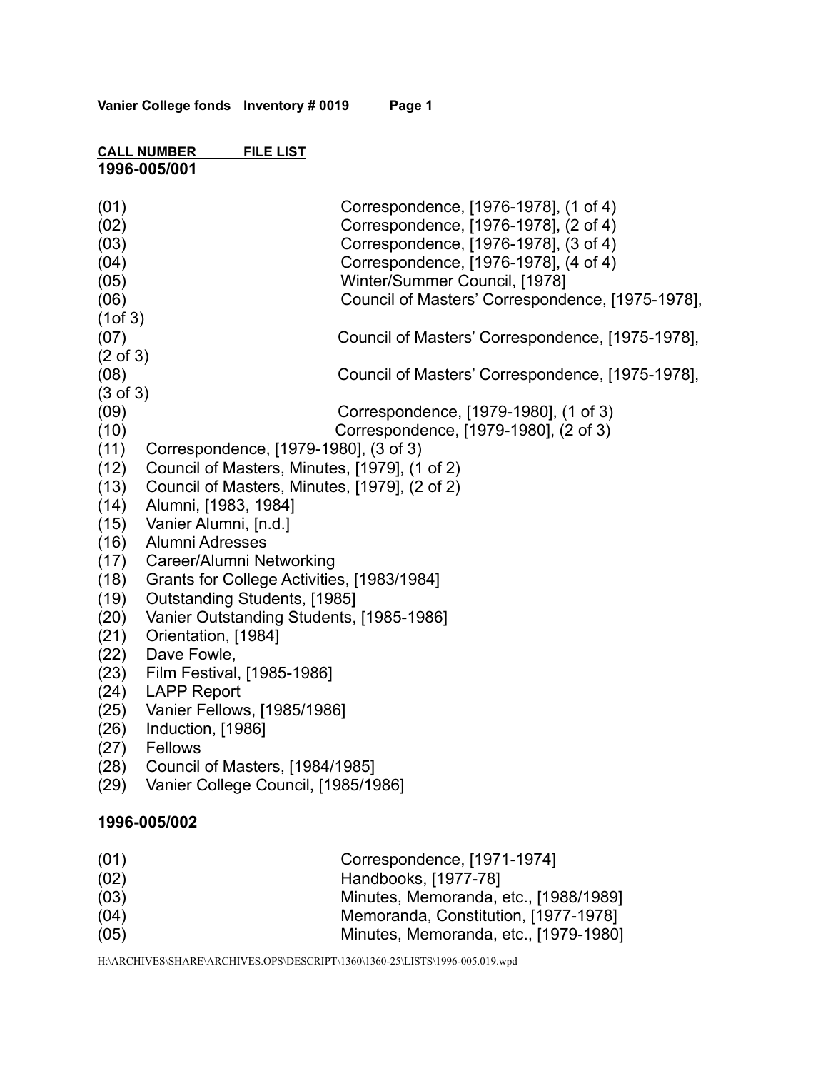**Vanier College fonds Inventory # 0019 Page 1**

**CALL NUMBER FILE LIST**

**1996-005/001**

(01) Correspondence, [1976-1978], (1 of 4)
(02) Correspondence, [1976-1978], (2 of 4)
(03) Correspondence, [1976-1978], (3 of 4)
(04) Correspondence, [1976-1978], (4 of 4)
(05) Winter/Summer Council, [1978]
(06) Council of Masters' Correspondence, [1975-1978], (1of 3)
(07) Council of Masters' Correspondence, [1975-1978], (2 of 3)
(08) Council of Masters' Correspondence, [1975-1978], (3 of 3)
(09) Correspondence, [1979-1980], (1 of 3)
(10) Correspondence, [1979-1980], (2 of 3)
(11) Correspondence, [1979-1980], (3 of 3)
(12) Council of Masters, Minutes, [1979], (1 of 2)
(13) Council of Masters, Minutes, [1979], (2 of 2)
(14) Alumni, [1983, 1984]
(15) Vanier Alumni, [n.d.]
(16) Alumni Adresses
(17) Career/Alumni Networking
(18) Grants for College Activities, [1983/1984]
(19) Outstanding Students, [1985]
(20) Vanier Outstanding Students, [1985-1986]
(21) Orientation, [1984]
(22) Dave Fowle,
(23) Film Festival, [1985-1986]
(24) LAPP Report
(25) Vanier Fellows, [1985/1986]
(26) Induction, [1986]
(27) Fellows
(28) Council of Masters, [1984/1985]
(29) Vanier College Council, [1985/1986]

**1996-005/002**

(01) Correspondence, [1971-1974]
(02) Handbooks, [1977-78]
(03) Minutes, Memoranda, etc., [1988/1989]
(04) Memoranda, Constitution, [1977-1978]
(05) Minutes, Memoranda, etc., [1979-1980]

H:\ARCHIVES\SHARE\ARCHIVES.OPS\DESCRIPT\1360\1360-25\LISTS\1996-005.019.wpd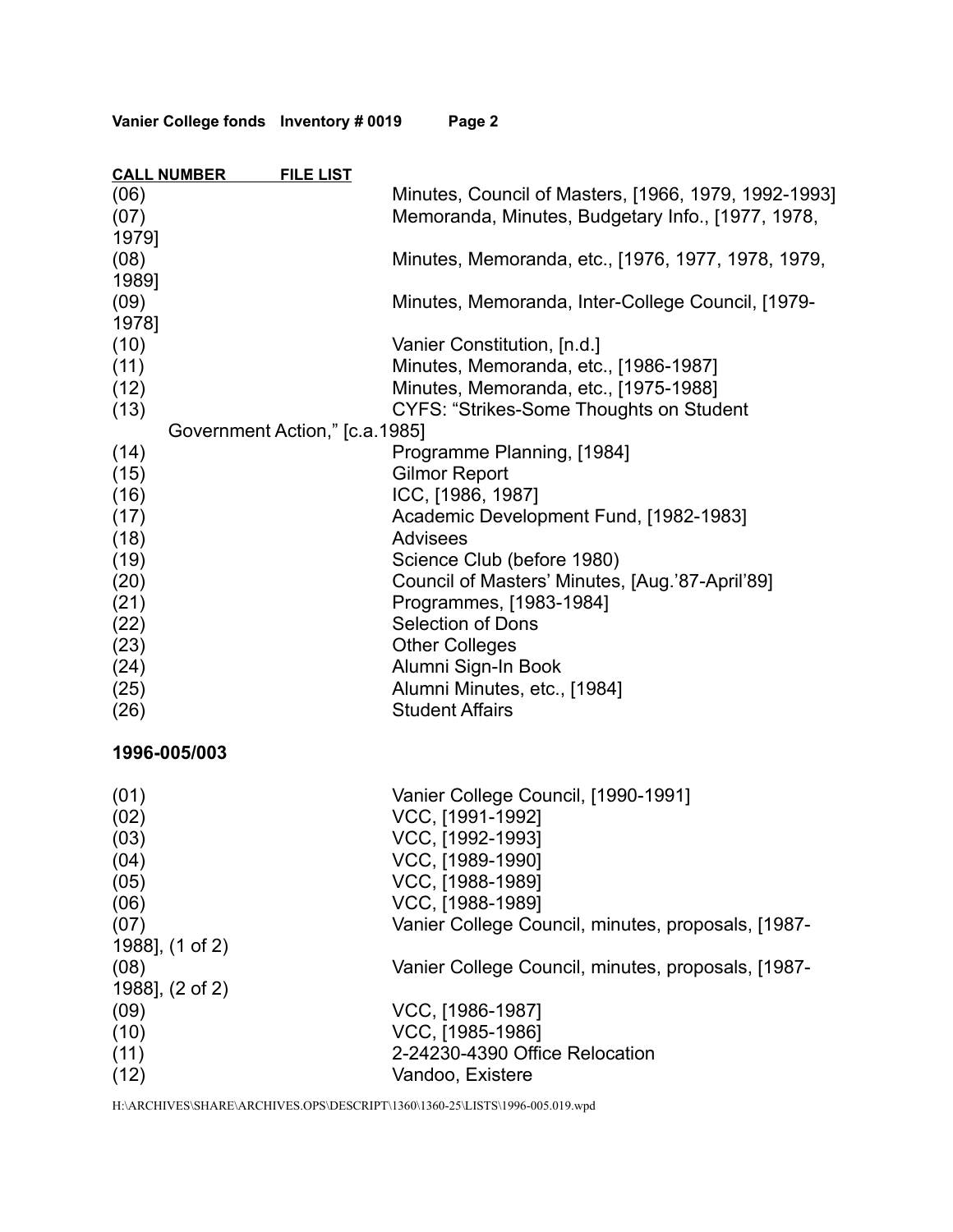| CALL NUMBER | FILE LIST |
|---|---|
| (06) | Minutes, Council of Masters, [1966, 1979, 1992-1993] |
| (07) | Memoranda, Minutes, Budgetary Info., [1977, 1978, 1979] |
| (08) | Minutes, Memoranda, etc., [1976, 1977, 1978, 1979, 1989] |
| (09) | Minutes, Memoranda, Inter-College Council, [1979-1978] |
| (10) | Vanier Constitution, [n.d.] |
| (11) | Minutes, Memoranda, etc., [1986-1987] |
| (12) | Minutes, Memoranda, etc., [1975-1988] |
| (13) | CYFS: "Strikes-Some Thoughts on Student Government Action," [c.a.1985] |
| (14) | Programme Planning, [1984] |
| (15) | Gilmor Report |
| (16) | ICC, [1986, 1987] |
| (17) | Academic Development Fund, [1982-1983] |
| (18) | Advisees |
| (19) | Science Club (before 1980) |
| (20) | Council of Masters' Minutes, [Aug.'87-April'89] |
| (21) | Programmes, [1983-1984] |
| (22) | Selection of Dons |
| (23) | Other Colleges |
| (24) | Alumni Sign-In Book |
| (25) | Alumni Minutes, etc., [1984] |
| (26) | Student Affairs |

**1996-005/003**

| CALL NUMBER | FILE LIST |
|---|---|
| (01) | Vanier College Council, [1990-1991] |
| (02) | VCC, [1991-1992] |
| (03) | VCC, [1992-1993] |
| (04) | VCC, [1989-1990] |
| (05) | VCC, [1988-1989] |
| (06) | VCC, [1988-1989] |
| (07) | Vanier College Council, minutes, proposals, [1987-1988], (1 of 2) |
| (08) | Vanier College Council, minutes, proposals, [1987-1988], (2 of 2) |
| (09) | VCC, [1986-1987] |
| (10) | VCC, [1985-1986] |
| (11) | 2-24230-4390 Office Relocation |
| (12) | Vandoo, Existere |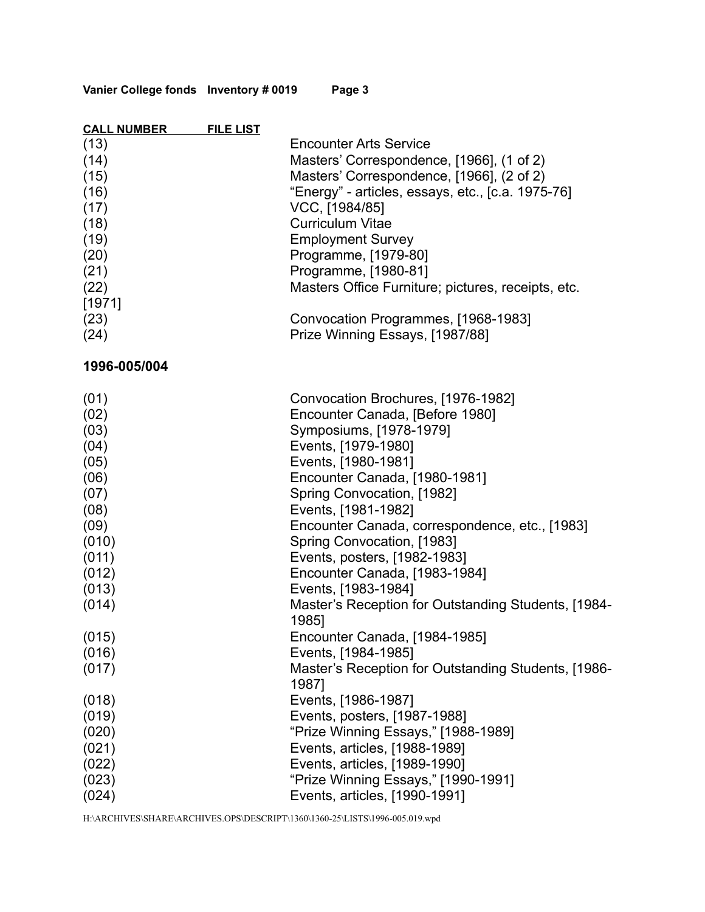| CALL NUMBER | FILE LIST |
| --- | --- |
| (13) | Encounter Arts Service |
| (14) | Masters' Correspondence, [1966], (1 of 2) |
| (15) | Masters' Correspondence, [1966], (2 of 2) |
| (16) | "Energy" - articles, essays, etc., [c.a. 1975-76] |
| (17) | VCC, [1984/85] |
| (18) | Curriculum Vitae |
| (19) | Employment Survey |
| (20) | Programme, [1979-80] |
| (21) | Programme, [1980-81] |
| (22) | Masters Office Furniture; pictures, receipts, etc. [1971] |
| (23) | Convocation Programmes, [1968-1983] |
| (24) | Prize Winning Essays, [1987/88] |

**1996-005/004**

| | |
| --- | --- |
| (01) | Convocation Brochures, [1976-1982] |
| (02) | Encounter Canada, [Before 1980] |
| (03) | Symposiums, [1978-1979] |
| (04) | Events, [1979-1980] |
| (05) | Events, [1980-1981] |
| (06) | Encounter Canada, [1980-1981] |
| (07) | Spring Convocation, [1982] |
| (08) | Events, [1981-1982] |
| (09) | Encounter Canada, correspondence, etc., [1983] |
| (010) | Spring Convocation, [1983] |
| (011) | Events, posters, [1982-1983] |
| (012) | Encounter Canada, [1983-1984] |
| (013) | Events, [1983-1984] |
| (014) | Master's Reception for Outstanding Students, [1984-1985] |
| (015) | Encounter Canada, [1984-1985] |
| (016) | Events, [1984-1985] |
| (017) | Master's Reception for Outstanding Students, [1986-1987] |
| (018) | Events, [1986-1987] |
| (019) | Events, posters, [1987-1988] |
| (020) | "Prize Winning Essays," [1988-1989] |
| (021) | Events, articles, [1988-1989] |
| (022) | Events, articles, [1989-1990] |
| (023) | "Prize Winning Essays," [1990-1991] |
| (024) | Events, articles, [1990-1991] |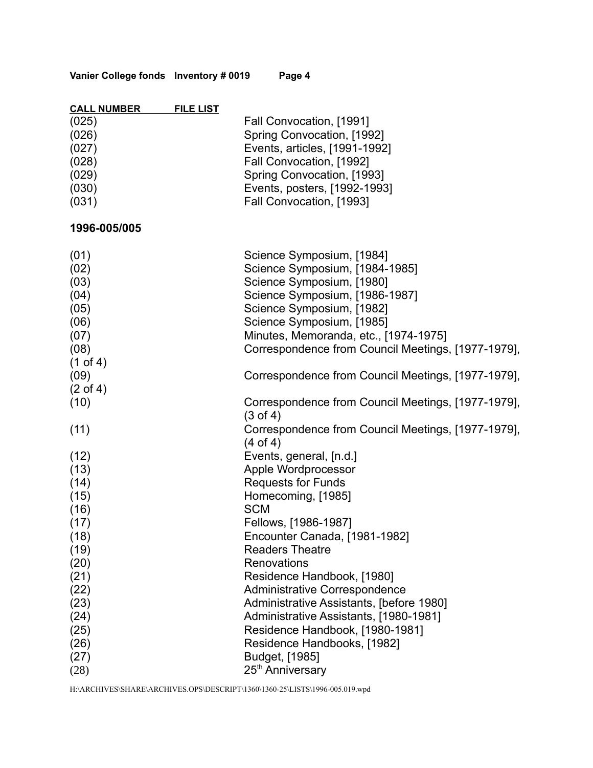| CALL NUMBER | FILE LIST |
|---|---|
| (025) | Fall Convocation, [1991] |
| (026) | Spring Convocation, [1992] |
| (027) | Events, articles, [1991-1992] |
| (028) | Fall Convocation, [1992] |
| (029) | Spring Convocation, [1993] |
| (030) | Events, posters, [1992-1993] |
| (031) | Fall Convocation, [1993] |

**1996-005/005**

| | |
|---|---|
| (01) | Science Symposium, [1984] |
| (02) | Science Symposium, [1984-1985] |
| (03) | Science Symposium, [1980] |
| (04) | Science Symposium, [1986-1987] |
| (05) | Science Symposium, [1982] |
| (06) | Science Symposium, [1985] |
| (07) | Minutes, Memoranda, etc., [1974-1975] |
| (08) | Correspondence from Council Meetings, [1977-1979], (1 of 4) |
| (09) | Correspondence from Council Meetings, [1977-1979], (2 of 4) |
| (10) | Correspondence from Council Meetings, [1977-1979], (3 of 4) |
| (11) | Correspondence from Council Meetings, [1977-1979], (4 of 4) |
| (12) | Events, general, [n.d.] |
| (13) | Apple Wordprocessor |
| (14) | Requests for Funds |
| (15) | Homecoming, [1985] |
| (16) | SCM |
| (17) | Fellows, [1986-1987] |
| (18) | Encounter Canada, [1981-1982] |
| (19) | Readers Theatre |
| (20) | Renovations |
| (21) | Residence Handbook, [1980] |
| (22) | Administrative Correspondence |
| (23) | Administrative Assistants, [before 1980] |
| (24) | Administrative Assistants, [1980-1981] |
| (25) | Residence Handbook, [1980-1981] |
| (26) | Residence Handbooks, [1982] |
| (27) | Budget, [1985] |
| (28) | 25th Anniversary |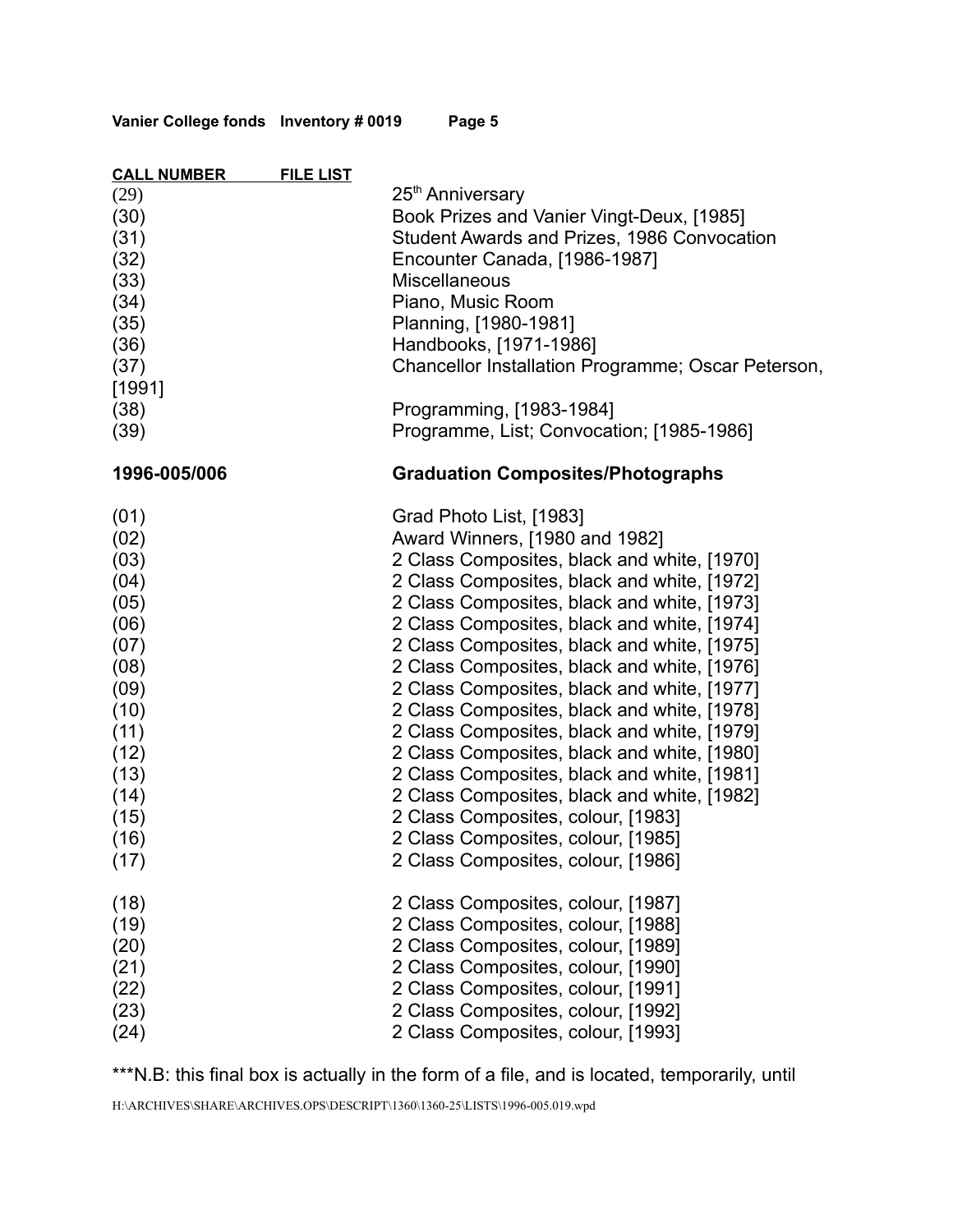| CALL NUMBER | FILE LIST |
| --- | --- |
| (29) | 25th Anniversary |
| (30) | Book Prizes and Vanier Vingt-Deux, [1985] |
| (31) | Student Awards and Prizes, 1986 Convocation |
| (32) | Encounter Canada, [1986-1987] |
| (33) | Miscellaneous |
| (34) | Piano, Music Room |
| (35) | Planning, [1980-1981] |
| (36) | Handbooks, [1971-1986] |
| (37) | Chancellor Installation Programme; Oscar Peterson, [1991] |
| (38) | Programming, [1983-1984] |
| (39) | Programme, List; Convocation; [1985-1986] |

**1996-005/006** **Graduation Composites/Photographs**

| | |
| --- | --- |
| (01) | Grad Photo List, [1983] |
| (02) | Award Winners, [1980 and 1982] |
| (03) | 2 Class Composites, black and white, [1970] |
| (04) | 2 Class Composites, black and white, [1972] |
| (05) | 2 Class Composites, black and white, [1973] |
| (06) | 2 Class Composites, black and white, [1974] |
| (07) | 2 Class Composites, black and white, [1975] |
| (08) | 2 Class Composites, black and white, [1976] |
| (09) | 2 Class Composites, black and white, [1977] |
| (10) | 2 Class Composites, black and white, [1978] |
| (11) | 2 Class Composites, black and white, [1979] |
| (12) | 2 Class Composites, black and white, [1980] |
| (13) | 2 Class Composites, black and white, [1981] |
| (14) | 2 Class Composites, black and white, [1982] |
| (15) | 2 Class Composites, colour, [1983] |
| (16) | 2 Class Composites, colour, [1985] |
| (17) | 2 Class Composites, colour, [1986] |
| (18) | 2 Class Composites, colour, [1987] |
| (19) | 2 Class Composites, colour, [1988] |
| (20) | 2 Class Composites, colour, [1989] |
| (21) | 2 Class Composites, colour, [1990] |
| (22) | 2 Class Composites, colour, [1991] |
| (23) | 2 Class Composites, colour, [1992] |
| (24) | 2 Class Composites, colour, [1993] |

***N.B: this final box is actually in the form of a file, and is located, temporarily, until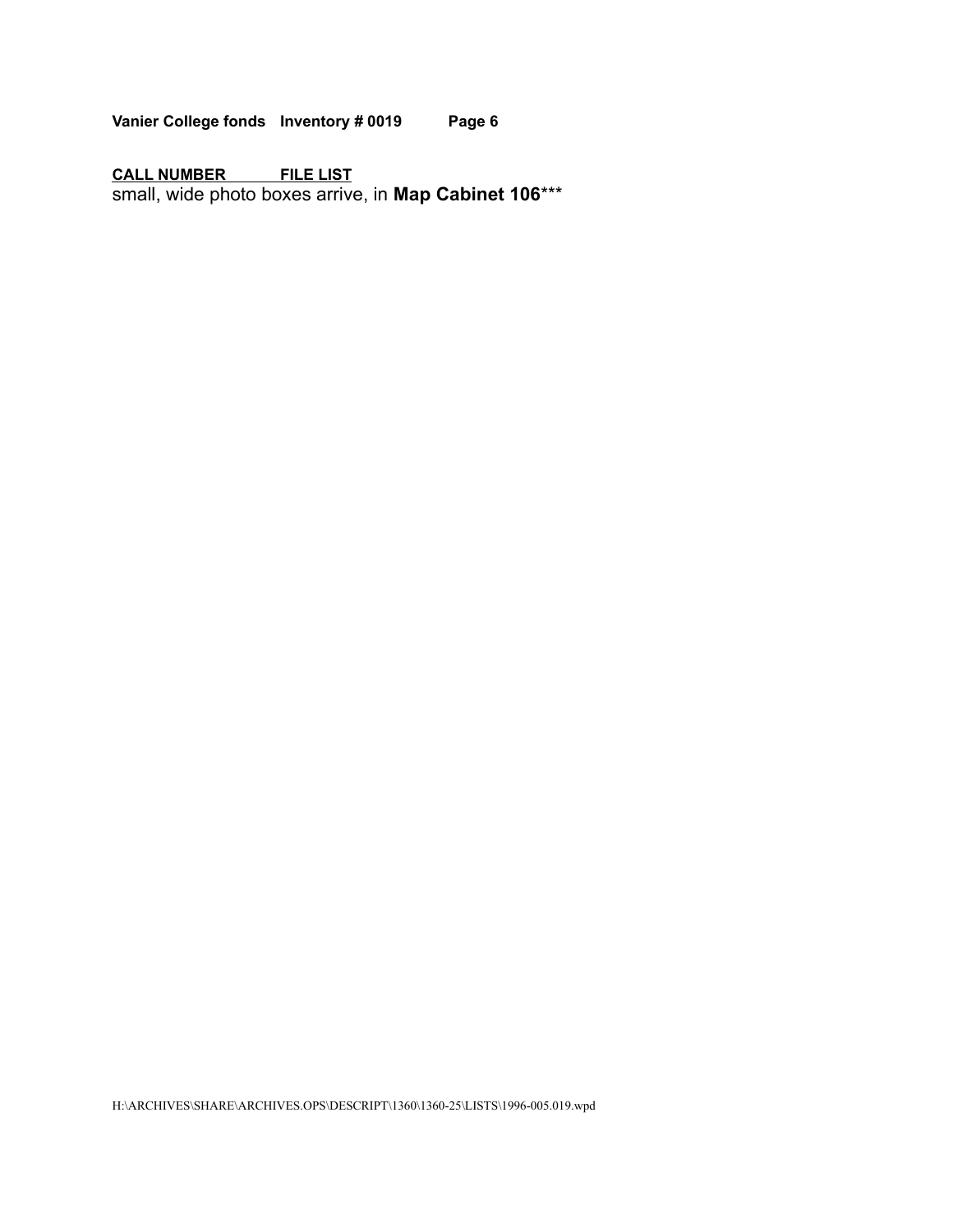**CALL NUMBER FILE LIST**

small, wide photo boxes arrive, in **Map Cabinet 106*****

H:\ARCHIVES\SHARE\ARCHIVES.OPS\DESCRIPT\1360\1360-25\LISTS\1996-005.019.wpd